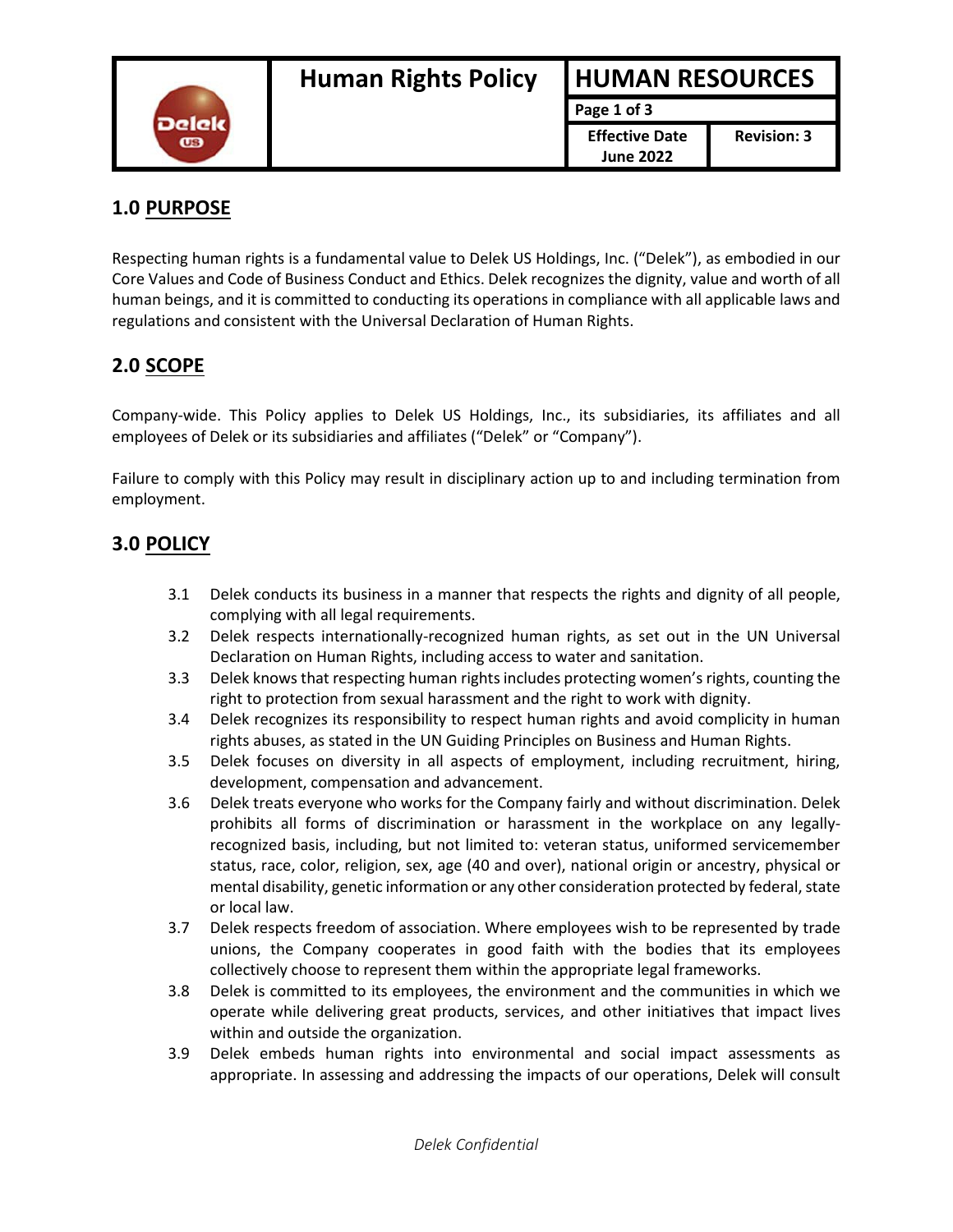| | Human Rights Policy | HUMAN RESOURCES | |
|---|---|---|---|
| | | Effective Date June 2022 | Revision: 3 |

## 1.0 PURPOSE

Respecting human rights is a fundamental value to Delek US Holdings, Inc. ("Delek"), as embodied in our Core Values and Code of Business Conduct and Ethics. Delek recognizes the dignity, value and worth of all human beings, and it is committed to conducting its operations in compliance with all applicable laws and regulations and consistent with the Universal Declaration of Human Rights.

## 2.0 SCOPE

Company-wide. This Policy applies to Delek US Holdings, Inc., its subsidiaries, its affiliates and all employees of Delek or its subsidiaries and affiliates ("Delek" or "Company").

Failure to comply with this Policy may result in disciplinary action up to and including termination from employment.

## 3.0 POLICY

3.1 Delek conducts its business in a manner that respects the rights and dignity of all people, complying with all legal requirements.

3.2 Delek respects internationally-recognized human rights, as set out in the UN Universal Declaration on Human Rights, including access to water and sanitation.

3.3 Delek knows that respecting human rights includes protecting women's rights, counting the right to protection from sexual harassment and the right to work with dignity.

3.4 Delek recognizes its responsibility to respect human rights and avoid complicity in human rights abuses, as stated in the UN Guiding Principles on Business and Human Rights.

3.5 Delek focuses on diversity in all aspects of employment, including recruitment, hiring, development, compensation and advancement.

3.6 Delek treats everyone who works for the Company fairly and without discrimination. Delek prohibits all forms of discrimination or harassment in the workplace on any legally-recognized basis, including, but not limited to: veteran status, uniformed servicemember status, race, color, religion, sex, age (40 and over), national origin or ancestry, physical or mental disability, genetic information or any other consideration protected by federal, state or local law.

3.7 Delek respects freedom of association. Where employees wish to be represented by trade unions, the Company cooperates in good faith with the bodies that its employees collectively choose to represent them within the appropriate legal frameworks.

3.8 Delek is committed to its employees, the environment and the communities in which we operate while delivering great products, services, and other initiatives that impact lives within and outside the organization.

3.9 Delek embeds human rights into environmental and social impact assessments as appropriate. In assessing and addressing the impacts of our operations, Delek will consult

*Delek Confidential*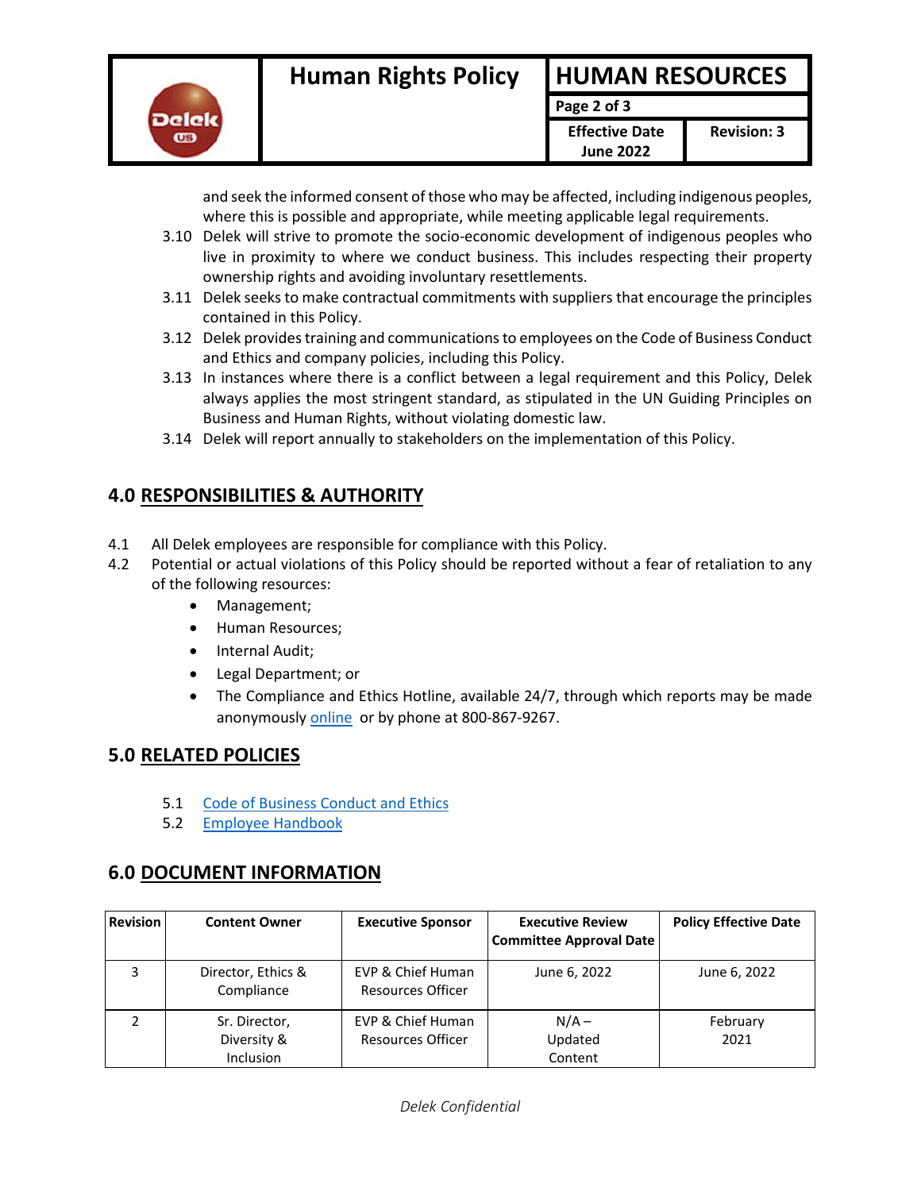and seek the informed consent of those who may be affected, including indigenous peoples, where this is possible and appropriate, while meeting applicable legal requirements.

3.10 Delek will strive to promote the socio-economic development of indigenous peoples who live in proximity to where we conduct business. This includes respecting their property ownership rights and avoiding involuntary resettlements.

3.11 Delek seeks to make contractual commitments with suppliers that encourage the principles contained in this Policy.

3.12 Delek provides training and communications to employees on the Code of Business Conduct and Ethics and company policies, including this Policy.

3.13 In instances where there is a conflict between a legal requirement and this Policy, Delek always applies the most stringent standard, as stipulated in the UN Guiding Principles on Business and Human Rights, without violating domestic law.

3.14 Delek will report annually to stakeholders on the implementation of this Policy.

## 4.0 RESPONSIBILITIES & AUTHORITY

4.1 All Delek employees are responsible for compliance with this Policy.

4.2 Potential or actual violations of this Policy should be reported without a fear of retaliation to any of the following resources:

- Management;
- Human Resources;
- Internal Audit;
- Legal Department; or
- The Compliance and Ethics Hotline, available 24/7, through which reports may be made anonymously online or by phone at 800-867-9267.

## 5.0 RELATED POLICIES

5.1 Code of Business Conduct and Ethics

5.2 Employee Handbook

## 6.0 DOCUMENT INFORMATION

| Revision | Content Owner | Executive Sponsor | Executive Review Committee Approval Date | Policy Effective Date |
|---|---|---|---|---|
| 3 | Director, Ethics & Compliance | EVP & Chief Human Resources Officer | June 6, 2022 | June 6, 2022 |
| 2 | Sr. Director, Diversity & Inclusion | EVP & Chief Human Resources Officer | N/A – Updated Content | February 2021 |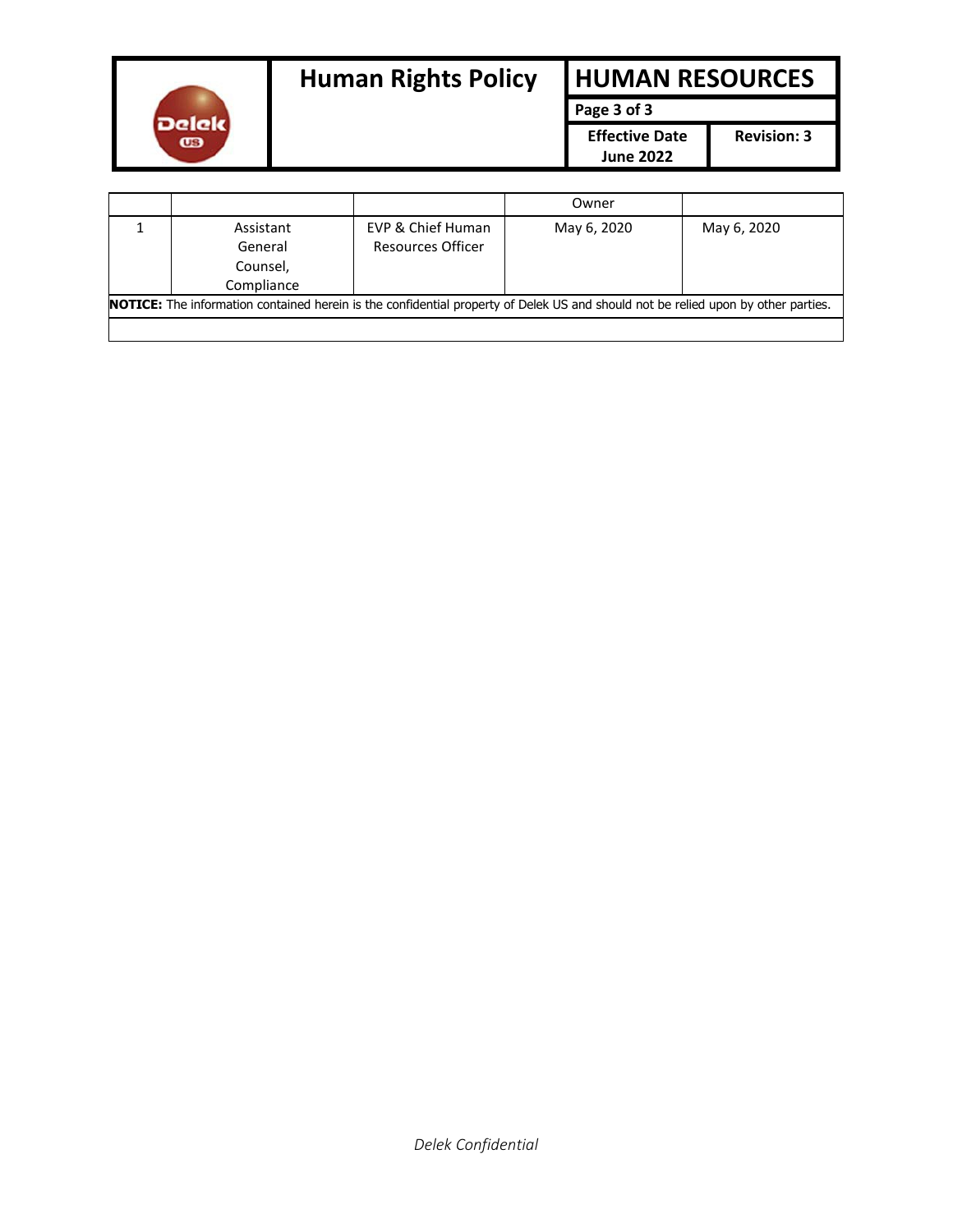| | | | Owner | |
|---|---|---|---|---|
| 1 | Assistant General Counsel, Compliance | EVP & Chief Human Resources Officer | May 6, 2020 | May 6, 2020 |

**NOTICE:** The information contained herein is the confidential property of Delek US and should not be relied upon by other parties.